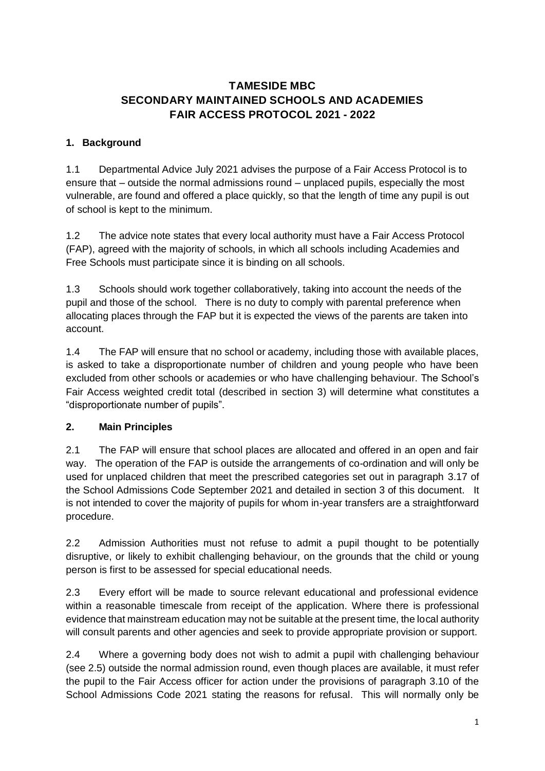# TAMESIDE MBC
# SECONDARY MAINTAINED SCHOOLS AND ACADEMIES
# FAIR ACCESS PROTOCOL 2021 - 2022

## 1. Background

1.1 Departmental Advice July 2021 advises the purpose of a Fair Access Protocol is to ensure that – outside the normal admissions round – unplaced pupils, especially the most vulnerable, are found and offered a place quickly, so that the length of time any pupil is out of school is kept to the minimum.

1.2 The advice note states that every local authority must have a Fair Access Protocol (FAP), agreed with the majority of schools, in which all schools including Academies and Free Schools must participate since it is binding on all schools.

1.3 Schools should work together collaboratively, taking into account the needs of the pupil and those of the school. There is no duty to comply with parental preference when allocating places through the FAP but it is expected the views of the parents are taken into account.

1.4 The FAP will ensure that no school or academy, including those with available places, is asked to take a disproportionate number of children and young people who have been excluded from other schools or academies or who have challenging behaviour. The School's Fair Access weighted credit total (described in section 3) will determine what constitutes a "disproportionate number of pupils".

## 2. Main Principles

2.1 The FAP will ensure that school places are allocated and offered in an open and fair way. The operation of the FAP is outside the arrangements of co-ordination and will only be used for unplaced children that meet the prescribed categories set out in paragraph 3.17 of the School Admissions Code September 2021 and detailed in section 3 of this document. It is not intended to cover the majority of pupils for whom in-year transfers are a straightforward procedure.

2.2 Admission Authorities must not refuse to admit a pupil thought to be potentially disruptive, or likely to exhibit challenging behaviour, on the grounds that the child or young person is first to be assessed for special educational needs.

2.3 Every effort will be made to source relevant educational and professional evidence within a reasonable timescale from receipt of the application. Where there is professional evidence that mainstream education may not be suitable at the present time, the local authority will consult parents and other agencies and seek to provide appropriate provision or support.

2.4 Where a governing body does not wish to admit a pupil with challenging behaviour (see 2.5) outside the normal admission round, even though places are available, it must refer the pupil to the Fair Access officer for action under the provisions of paragraph 3.10 of the School Admissions Code 2021 stating the reasons for refusal. This will normally only be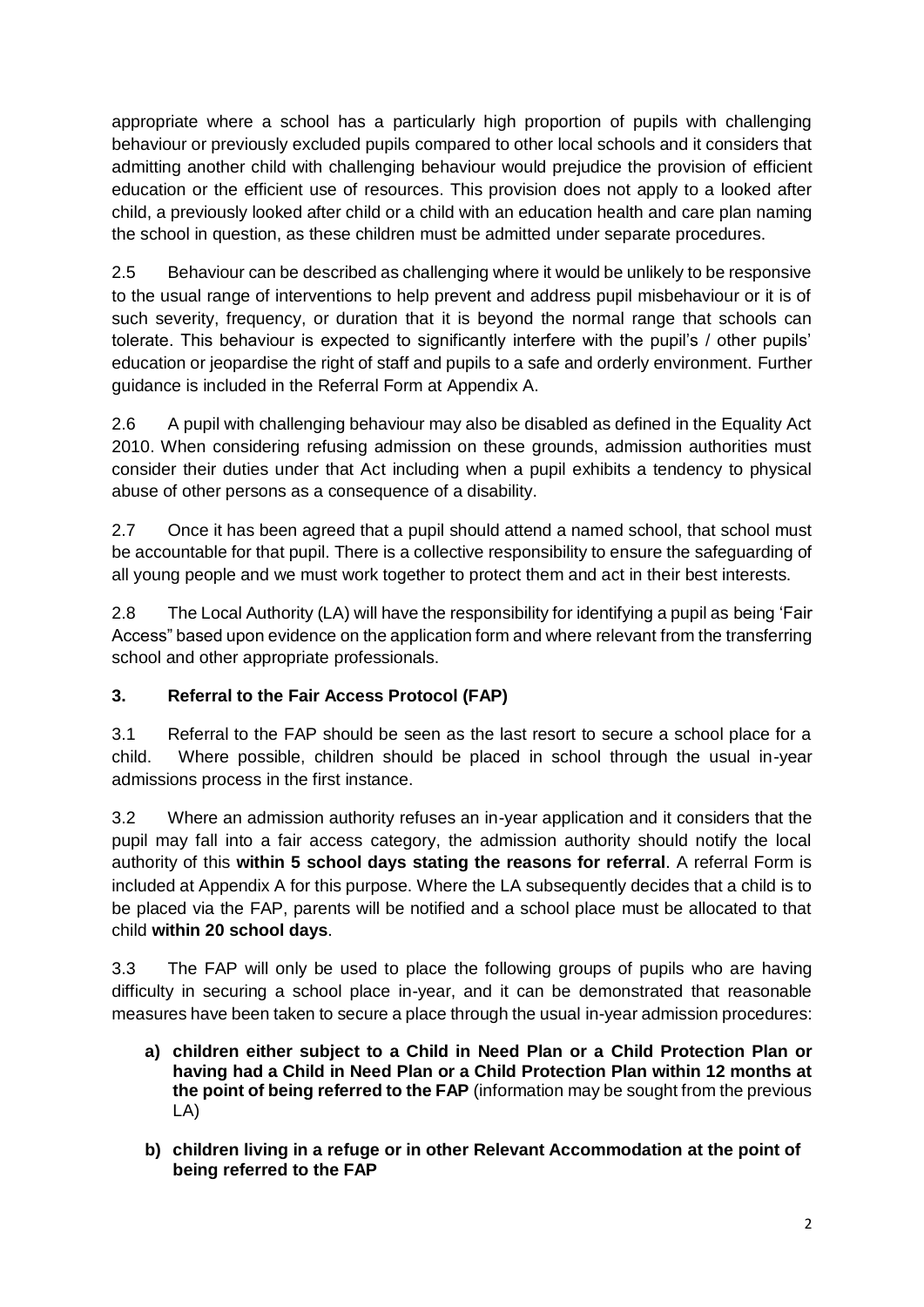appropriate where a school has a particularly high proportion of pupils with challenging behaviour or previously excluded pupils compared to other local schools and it considers that admitting another child with challenging behaviour would prejudice the provision of efficient education or the efficient use of resources. This provision does not apply to a looked after child, a previously looked after child or a child with an education health and care plan naming the school in question, as these children must be admitted under separate procedures.

2.5 Behaviour can be described as challenging where it would be unlikely to be responsive to the usual range of interventions to help prevent and address pupil misbehaviour or it is of such severity, frequency, or duration that it is beyond the normal range that schools can tolerate. This behaviour is expected to significantly interfere with the pupil's / other pupils' education or jeopardise the right of staff and pupils to a safe and orderly environment. Further guidance is included in the Referral Form at Appendix A.

2.6 A pupil with challenging behaviour may also be disabled as defined in the Equality Act 2010. When considering refusing admission on these grounds, admission authorities must consider their duties under that Act including when a pupil exhibits a tendency to physical abuse of other persons as a consequence of a disability.

2.7 Once it has been agreed that a pupil should attend a named school, that school must be accountable for that pupil. There is a collective responsibility to ensure the safeguarding of all young people and we must work together to protect them and act in their best interests.

2.8 The Local Authority (LA) will have the responsibility for identifying a pupil as being 'Fair Access" based upon evidence on the application form and where relevant from the transferring school and other appropriate professionals.

## 3. Referral to the Fair Access Protocol (FAP)

3.1 Referral to the FAP should be seen as the last resort to secure a school place for a child. Where possible, children should be placed in school through the usual in-year admissions process in the first instance.

3.2 Where an admission authority refuses an in-year application and it considers that the pupil may fall into a fair access category, the admission authority should notify the local authority of this **within 5 school days stating the reasons for referral**. A referral Form is included at Appendix A for this purpose. Where the LA subsequently decides that a child is to be placed via the FAP, parents will be notified and a school place must be allocated to that child **within 20 school days**.

3.3 The FAP will only be used to place the following groups of pupils who are having difficulty in securing a school place in-year, and it can be demonstrated that reasonable measures have been taken to secure a place through the usual in-year admission procedures:

a) **children either subject to a Child in Need Plan or a Child Protection Plan or having had a Child in Need Plan or a Child Protection Plan within 12 months at the point of being referred to the FAP** (information may be sought from the previous LA)

b) **children living in a refuge or in other Relevant Accommodation at the point of being referred to the FAP**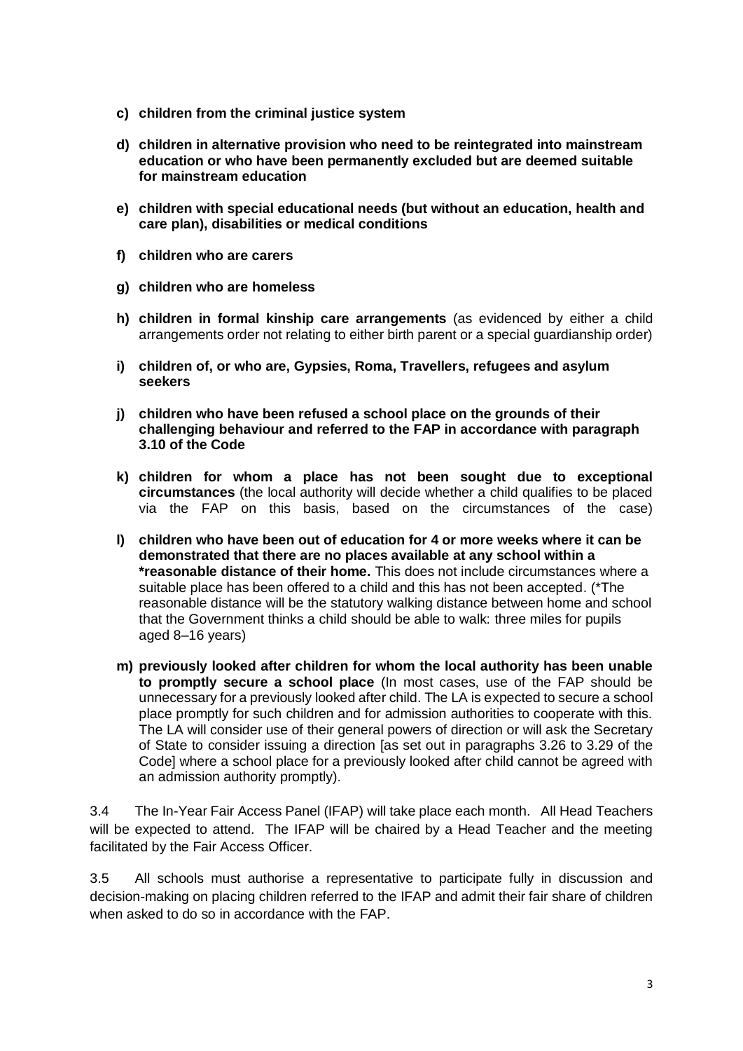c) **children from the criminal justice system**

d) **children in alternative provision who need to be reintegrated into mainstream education or who have been permanently excluded but are deemed suitable for mainstream education**

e) **children with special educational needs (but without an education, health and care plan), disabilities or medical conditions**

f) **children who are carers**

g) **children who are homeless**

h) **children in formal kinship care arrangements** (as evidenced by either a child arrangements order not relating to either birth parent or a special guardianship order)

i) **children of, or who are, Gypsies, Roma, Travellers, refugees and asylum seekers**

j) **children who have been refused a school place on the grounds of their challenging behaviour and referred to the FAP in accordance with paragraph 3.10 of the Code**

k) **children for whom a place has not been sought due to exceptional circumstances** (the local authority will decide whether a child qualifies to be placed via the FAP on this basis, based on the circumstances of the case)

l) **children who have been out of education for 4 or more weeks where it can be demonstrated that there are no places available at any school within a *reasonable distance of their home.** This does not include circumstances where a suitable place has been offered to a child and this has not been accepted. (*The reasonable distance will be the statutory walking distance between home and school that the Government thinks a child should be able to walk: three miles for pupils aged 8–16 years)

m) **previously looked after children for whom the local authority has been unable to promptly secure a school place** (In most cases, use of the FAP should be unnecessary for a previously looked after child. The LA is expected to secure a school place promptly for such children and for admission authorities to cooperate with this. The LA will consider use of their general powers of direction or will ask the Secretary of State to consider issuing a direction [as set out in paragraphs 3.26 to 3.29 of the Code] where a school place for a previously looked after child cannot be agreed with an admission authority promptly).

3.4 The In-Year Fair Access Panel (IFAP) will take place each month. All Head Teachers will be expected to attend. The IFAP will be chaired by a Head Teacher and the meeting facilitated by the Fair Access Officer.

3.5 All schools must authorise a representative to participate fully in discussion and decision-making on placing children referred to the IFAP and admit their fair share of children when asked to do so in accordance with the FAP.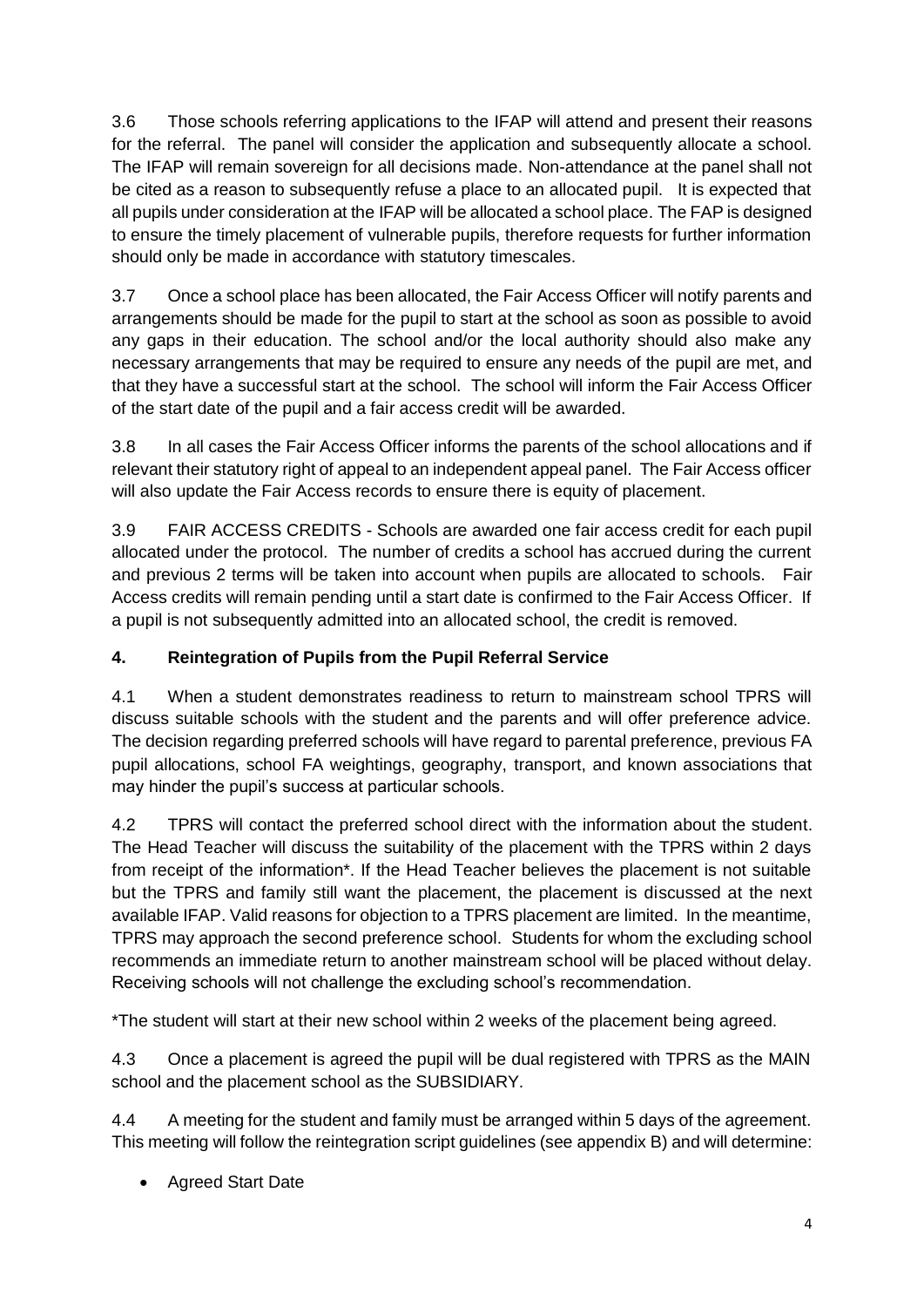3.6 Those schools referring applications to the IFAP will attend and present their reasons for the referral. The panel will consider the application and subsequently allocate a school. The IFAP will remain sovereign for all decisions made. Non-attendance at the panel shall not be cited as a reason to subsequently refuse a place to an allocated pupil. It is expected that all pupils under consideration at the IFAP will be allocated a school place. The FAP is designed to ensure the timely placement of vulnerable pupils, therefore requests for further information should only be made in accordance with statutory timescales.

3.7 Once a school place has been allocated, the Fair Access Officer will notify parents and arrangements should be made for the pupil to start at the school as soon as possible to avoid any gaps in their education. The school and/or the local authority should also make any necessary arrangements that may be required to ensure any needs of the pupil are met, and that they have a successful start at the school. The school will inform the Fair Access Officer of the start date of the pupil and a fair access credit will be awarded.

3.8 In all cases the Fair Access Officer informs the parents of the school allocations and if relevant their statutory right of appeal to an independent appeal panel. The Fair Access officer will also update the Fair Access records to ensure there is equity of placement.

3.9 FAIR ACCESS CREDITS - Schools are awarded one fair access credit for each pupil allocated under the protocol. The number of credits a school has accrued during the current and previous 2 terms will be taken into account when pupils are allocated to schools. Fair Access credits will remain pending until a start date is confirmed to the Fair Access Officer. If a pupil is not subsequently admitted into an allocated school, the credit is removed.

## 4. Reintegration of Pupils from the Pupil Referral Service

4.1 When a student demonstrates readiness to return to mainstream school TPRS will discuss suitable schools with the student and the parents and will offer preference advice. The decision regarding preferred schools will have regard to parental preference, previous FA pupil allocations, school FA weightings, geography, transport, and known associations that may hinder the pupil's success at particular schools.

4.2 TPRS will contact the preferred school direct with the information about the student. The Head Teacher will discuss the suitability of the placement with the TPRS within 2 days from receipt of the information*. If the Head Teacher believes the placement is not suitable but the TPRS and family still want the placement, the placement is discussed at the next available IFAP. Valid reasons for objection to a TPRS placement are limited. In the meantime, TPRS may approach the second preference school. Students for whom the excluding school recommends an immediate return to another mainstream school will be placed without delay. Receiving schools will not challenge the excluding school's recommendation.

*The student will start at their new school within 2 weeks of the placement being agreed.

4.3 Once a placement is agreed the pupil will be dual registered with TPRS as the MAIN school and the placement school as the SUBSIDIARY.

4.4 A meeting for the student and family must be arranged within 5 days of the agreement. This meeting will follow the reintegration script guidelines (see appendix B) and will determine:

- Agreed Start Date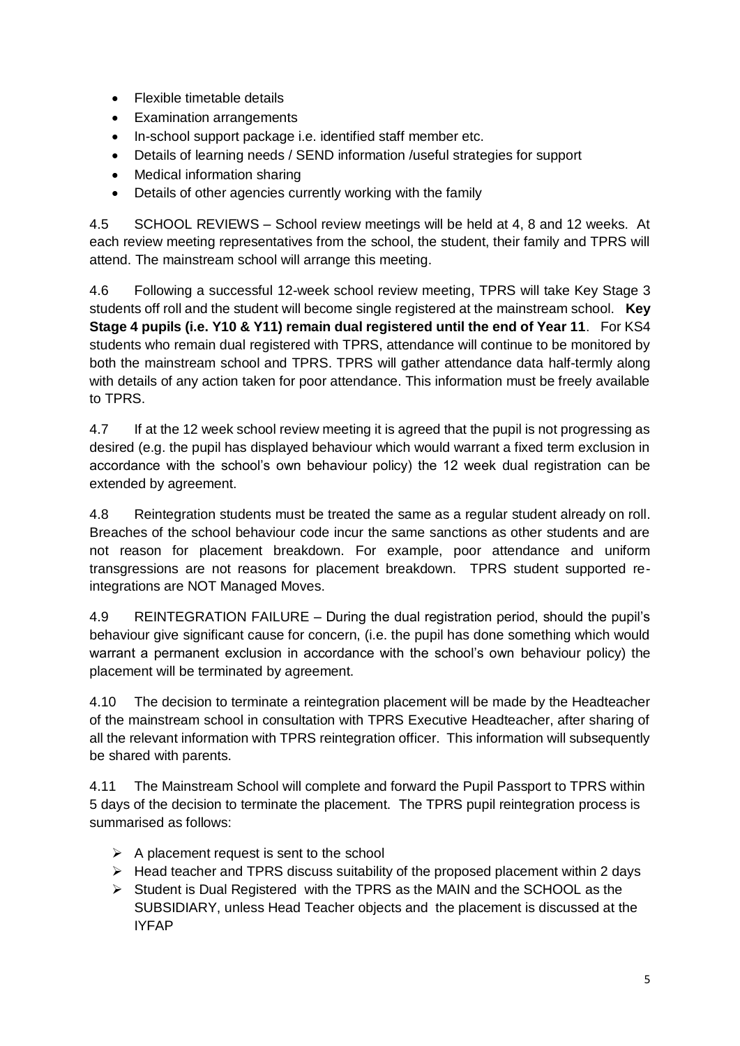- Flexible timetable details
- Examination arrangements
- In-school support package i.e. identified staff member etc.
- Details of learning needs / SEND information /useful strategies for support
- Medical information sharing
- Details of other agencies currently working with the family

4.5 SCHOOL REVIEWS – School review meetings will be held at 4, 8 and 12 weeks. At each review meeting representatives from the school, the student, their family and TPRS will attend. The mainstream school will arrange this meeting.

4.6 Following a successful 12-week school review meeting, TPRS will take Key Stage 3 students off roll and the student will become single registered at the mainstream school. **Key Stage 4 pupils (i.e. Y10 & Y11) remain dual registered until the end of Year 11**. For KS4 students who remain dual registered with TPRS, attendance will continue to be monitored by both the mainstream school and TPRS. TPRS will gather attendance data half-termly along with details of any action taken for poor attendance. This information must be freely available to TPRS.

4.7 If at the 12 week school review meeting it is agreed that the pupil is not progressing as desired (e.g. the pupil has displayed behaviour which would warrant a fixed term exclusion in accordance with the school's own behaviour policy) the 12 week dual registration can be extended by agreement.

4.8 Reintegration students must be treated the same as a regular student already on roll. Breaches of the school behaviour code incur the same sanctions as other students and are not reason for placement breakdown. For example, poor attendance and uniform transgressions are not reasons for placement breakdown. TPRS student supported re-integrations are NOT Managed Moves.

4.9 REINTEGRATION FAILURE – During the dual registration period, should the pupil's behaviour give significant cause for concern, (i.e. the pupil has done something which would warrant a permanent exclusion in accordance with the school's own behaviour policy) the placement will be terminated by agreement.

4.10 The decision to terminate a reintegration placement will be made by the Headteacher of the mainstream school in consultation with TPRS Executive Headteacher, after sharing of all the relevant information with TPRS reintegration officer. This information will subsequently be shared with parents.

4.11 The Mainstream School will complete and forward the Pupil Passport to TPRS within 5 days of the decision to terminate the placement. The TPRS pupil reintegration process is summarised as follows:

- A placement request is sent to the school
- Head teacher and TPRS discuss suitability of the proposed placement within 2 days
- Student is Dual Registered with the TPRS as the MAIN and the SCHOOL as the SUBSIDIARY, unless Head Teacher objects and the placement is discussed at the IYFAP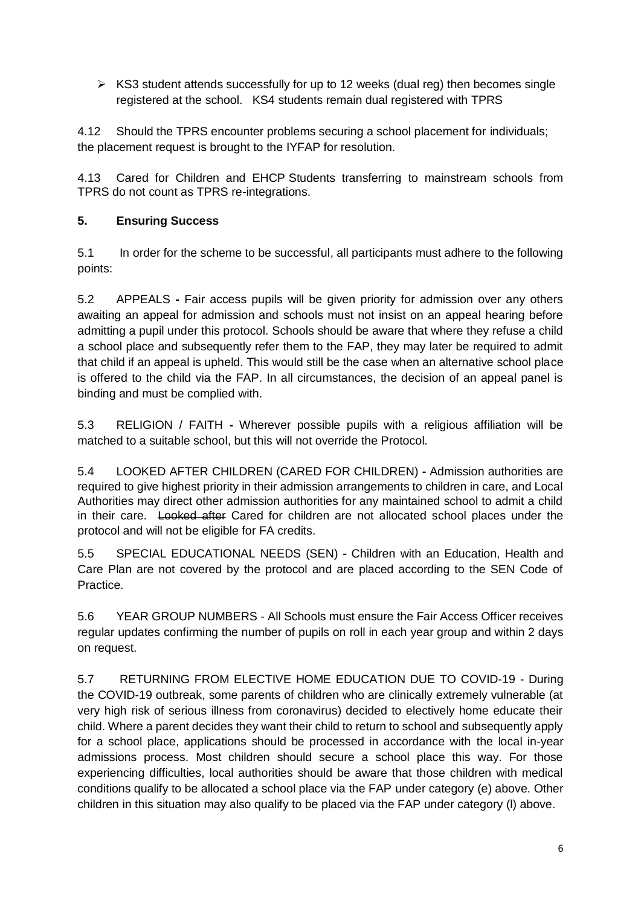- KS3 student attends successfully for up to 12 weeks (dual reg) then becomes single registered at the school. KS4 students remain dual registered with TPRS

4.12 Should the TPRS encounter problems securing a school placement for individuals; the placement request is brought to the IYFAP for resolution.

4.13 Cared for Children and EHCP Students transferring to mainstream schools from TPRS do not count as TPRS re-integrations.

## 5. Ensuring Success

5.1 In order for the scheme to be successful, all participants must adhere to the following points:

5.2 APPEALS **-** Fair access pupils will be given priority for admission over any others awaiting an appeal for admission and schools must not insist on an appeal hearing before admitting a pupil under this protocol. Schools should be aware that where they refuse a child a school place and subsequently refer them to the FAP, they may later be required to admit that child if an appeal is upheld. This would still be the case when an alternative school place is offered to the child via the FAP. In all circumstances, the decision of an appeal panel is binding and must be complied with.

5.3 RELIGION / FAITH **-** Wherever possible pupils with a religious affiliation will be matched to a suitable school, but this will not override the Protocol.

5.4 LOOKED AFTER CHILDREN (CARED FOR CHILDREN) **-** Admission authorities are required to give highest priority in their admission arrangements to children in care, and Local Authorities may direct other admission authorities for any maintained school to admit a child in their care. ~~Looked after~~ Cared for children are not allocated school places under the protocol and will not be eligible for FA credits.

5.5 SPECIAL EDUCATIONAL NEEDS (SEN) **-** Children with an Education, Health and Care Plan are not covered by the protocol and are placed according to the SEN Code of Practice.

5.6 YEAR GROUP NUMBERS - All Schools must ensure the Fair Access Officer receives regular updates confirming the number of pupils on roll in each year group and within 2 days on request.

5.7 RETURNING FROM ELECTIVE HOME EDUCATION DUE TO COVID-19 - During the COVID-19 outbreak, some parents of children who are clinically extremely vulnerable (at very high risk of serious illness from coronavirus) decided to electively home educate their child. Where a parent decides they want their child to return to school and subsequently apply for a school place, applications should be processed in accordance with the local in-year admissions process. Most children should secure a school place this way. For those experiencing difficulties, local authorities should be aware that those children with medical conditions qualify to be allocated a school place via the FAP under category (e) above. Other children in this situation may also qualify to be placed via the FAP under category (l) above.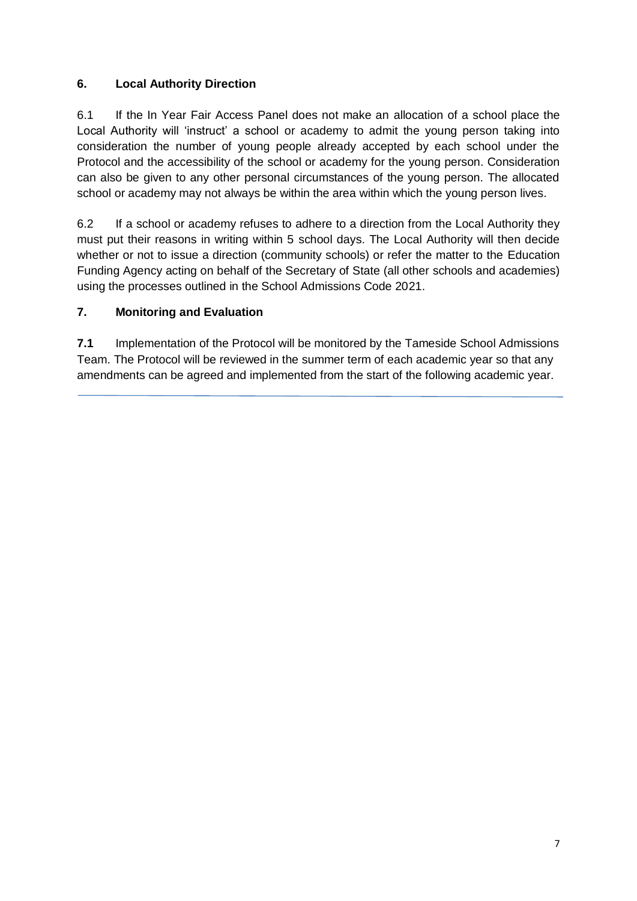## 6. Local Authority Direction

6.1 If the In Year Fair Access Panel does not make an allocation of a school place the Local Authority will 'instruct' a school or academy to admit the young person taking into consideration the number of young people already accepted by each school under the Protocol and the accessibility of the school or academy for the young person. Consideration can also be given to any other personal circumstances of the young person. The allocated school or academy may not always be within the area within which the young person lives.

6.2 If a school or academy refuses to adhere to a direction from the Local Authority they must put their reasons in writing within 5 school days. The Local Authority will then decide whether or not to issue a direction (community schools) or refer the matter to the Education Funding Agency acting on behalf of the Secretary of State (all other schools and academies) using the processes outlined in the School Admissions Code 2021.

## 7. Monitoring and Evaluation

**7.1** Implementation of the Protocol will be monitored by the Tameside School Admissions Team. The Protocol will be reviewed in the summer term of each academic year so that any amendments can be agreed and implemented from the start of the following academic year.